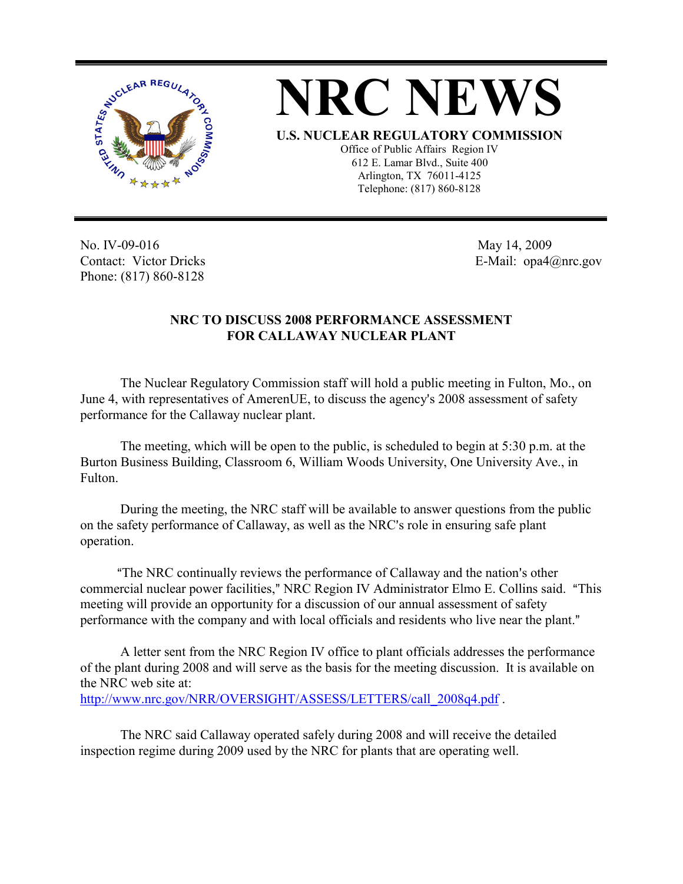# NRC NEWS

**U.S. NUCLEAR REGULATORY COMMISSION**

Office of Public Affairs Region IV
612 E. Lamar Blvd., Suite 400
Arlington, TX 76011-4125
Telephone: (817) 860-8128

No. IV-09-016
Contact: Victor Dricks
Phone: (817) 860-8128

May 14, 2009
E-Mail: opa4@nrc.gov

**NRC TO DISCUSS 2008 PERFORMANCE ASSESSMENT FOR CALLAWAY NUCLEAR PLANT**

The Nuclear Regulatory Commission staff will hold a public meeting in Fulton, Mo., on June 4, with representatives of AmerenUE, to discuss the agency's 2008 assessment of safety performance for the Callaway nuclear plant.

The meeting, which will be open to the public, is scheduled to begin at 5:30 p.m. at the Burton Business Building, Classroom 6, William Woods University, One University Ave., in Fulton.

During the meeting, the NRC staff will be available to answer questions from the public on the safety performance of Callaway, as well as the NRC's role in ensuring safe plant operation.

"The NRC continually reviews the performance of Callaway and the nation's other commercial nuclear power facilities," NRC Region IV Administrator Elmo E. Collins said. "This meeting will provide an opportunity for a discussion of our annual assessment of safety performance with the company and with local officials and residents who live near the plant."

A letter sent from the NRC Region IV office to plant officials addresses the performance of the plant during 2008 and will serve as the basis for the meeting discussion. It is available on the NRC web site at:
http://www.nrc.gov/NRR/OVERSIGHT/ASSESS/LETTERS/call_2008q4.pdf .

The NRC said Callaway operated safely during 2008 and will receive the detailed inspection regime during 2009 used by the NRC for plants that are operating well.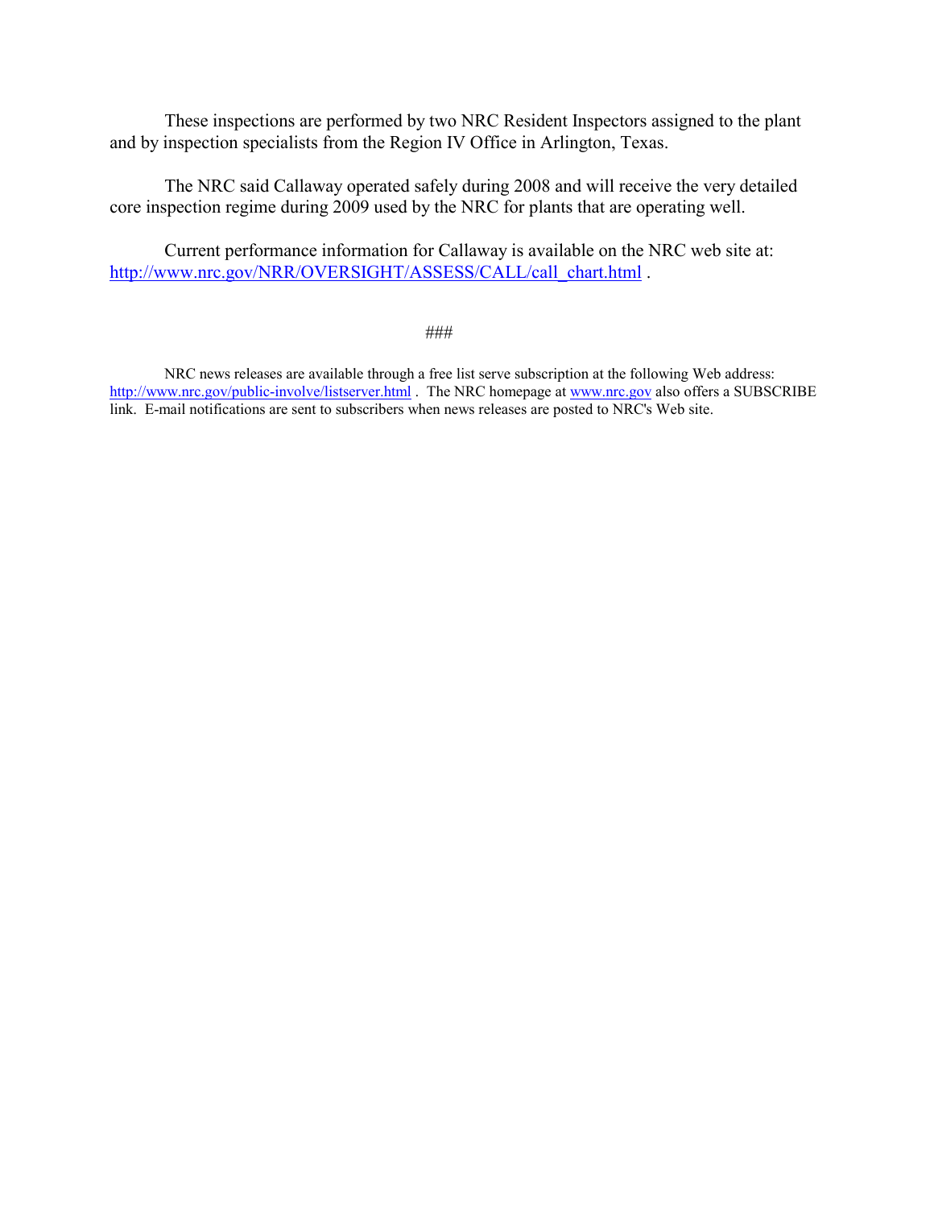These inspections are performed by two NRC Resident Inspectors assigned to the plant and by inspection specialists from the Region IV Office in Arlington, Texas.

The NRC said Callaway operated safely during 2008 and will receive the very detailed core inspection regime during 2009 used by the NRC for plants that are operating well.

Current performance information for Callaway is available on the NRC web site at: http://www.nrc.gov/NRR/OVERSIGHT/ASSESS/CALL/call_chart.html .

###

NRC news releases are available through a free list serve subscription at the following Web address: http://www.nrc.gov/public-involve/listserver.html . The NRC homepage at www.nrc.gov also offers a SUBSCRIBE link. E-mail notifications are sent to subscribers when news releases are posted to NRC's Web site.